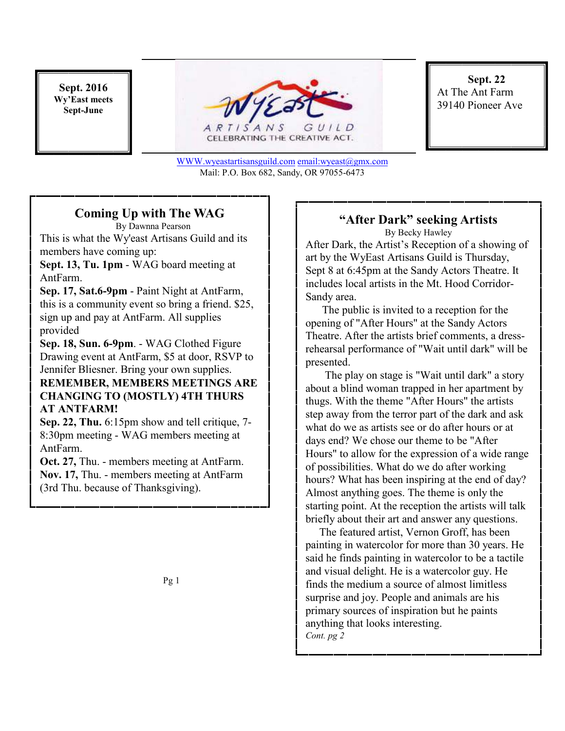**Sept. 2016**
**Wy'East meets**
**Sept-June**

Wy'East ARTISANS GUILD
CELEBRATING THE CREATIVE ACT.

WWW.wyeastartisansguild.com email:wyeast@gmx.com
Mail: P.O. Box 682, Sandy, OR 97055-6473

**Sept. 22**
At The Ant Farm
39140 Pioneer Ave

## Coming Up with The WAG

By Dawnna Pearson

This is what the Wy'east Artisans Guild and its members have coming up:

**Sept. 13, Tu. 1pm** - WAG board meeting at AntFarm.

**Sep. 17, Sat.6-9pm** - Paint Night at AntFarm, this is a community event so bring a friend. $25, sign up and pay at AntFarm. All supplies provided

**Sep. 18, Sun. 6-9pm**. - WAG Clothed Figure Drawing event at AntFarm, $5 at door, RSVP to Jennifer Bliesner. Bring your own supplies.

**REMEMBER, MEMBERS MEETINGS ARE CHANGING TO (MOSTLY) 4TH THURS AT ANTFARM!**

**Sep. 22, Thu.** 6:15pm show and tell critique, 7-8:30pm meeting - WAG members meeting at AntFarm.

**Oct. 27,** Thu. - members meeting at AntFarm.

**Nov. 17,** Thu. - members meeting at AntFarm (3rd Thu. because of Thanksgiving).

## "After Dark" seeking Artists

By Becky Hawley

After Dark, the Artist's Reception of a showing of art by the WyEast Artisans Guild is Thursday, Sept 8 at 6:45pm at the Sandy Actors Theatre. It includes local artists in the Mt. Hood Corridor-Sandy area.

The public is invited to a reception for the opening of "After Hours" at the Sandy Actors Theatre. After the artists brief comments, a dress-rehearsal performance of "Wait until dark" will be presented.

The play on stage is "Wait until dark" a story about a blind woman trapped in her apartment by thugs. With the theme "After Hours" the artists step away from the terror part of the dark and ask what do we as artists see or do after hours or at days end? We chose our theme to be "After Hours" to allow for the expression of a wide range of possibilities. What do we do after working hours? What has been inspiring at the end of day? Almost anything goes. The theme is only the starting point. At the reception the artists will talk briefly about their art and answer any questions.

The featured artist, Vernon Groff, has been painting in watercolor for more than 30 years. He said he finds painting in watercolor to be a tactile and visual delight. He is a watercolor guy. He finds the medium a source of almost limitless surprise and joy. People and animals are his primary sources of inspiration but he paints anything that looks interesting.

*Cont. pg 2*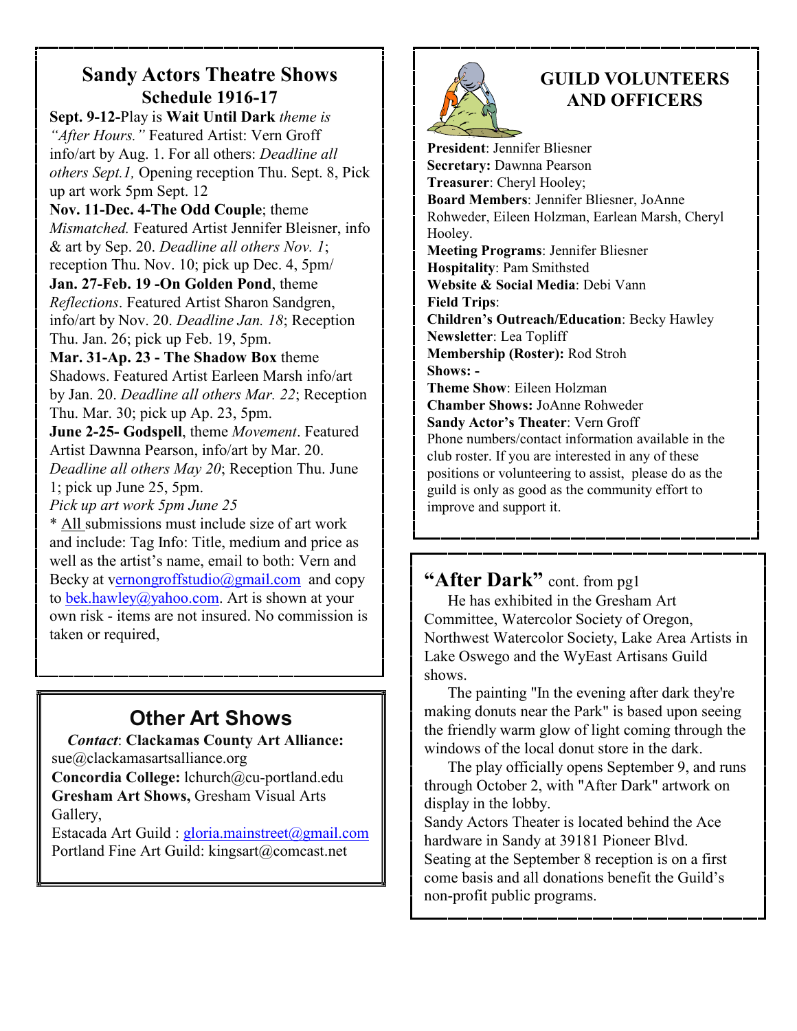## Sandy Actors Theatre Shows
### Schedule 1916-17

**Sept. 9-12-**Play is **Wait Until Dark** *theme is "After Hours."* Featured Artist: Vern Groff info/art by Aug. 1. For all others: *Deadline all others Sept.1,* Opening reception Thu. Sept. 8, Pick up art work 5pm Sept. 12

**Nov. 11-Dec. 4-The Odd Couple**; theme *Mismatched.* Featured Artist Jennifer Bleisner, info & art by Sep. 20. *Deadline all others Nov. 1*; reception Thu. Nov. 10; pick up Dec. 4, 5pm/

**Jan. 27-Feb. 19 -On Golden Pond**, theme *Reflections*. Featured Artist Sharon Sandgren, info/art by Nov. 20. *Deadline Jan. 18*; Reception Thu. Jan. 26; pick up Feb. 19, 5pm.

**Mar. 31-Ap. 23 - The Shadow Box** theme Shadows. Featured Artist Earleen Marsh info/art by Jan. 20. *Deadline all others Mar. 22*; Reception Thu. Mar. 30; pick up Ap. 23, 5pm.

**June 2-25- Godspell**, theme *Movement*. Featured Artist Dawnna Pearson, info/art by Mar. 20. *Deadline all others May 20*; Reception Thu. June 1; pick up June 25, 5pm.

*Pick up art work 5pm June 25*

* All submissions must include size of art work and include: Tag Info: Title, medium and price as well as the artist's name, email to both: Vern and Becky at vernongroffstudio@gmail.com and copy to bek.hawley@yahoo.com. Art is shown at your own risk - items are not insured. No commission is taken or required,

## Other Art Shows

*Contact*: **Clackamas County Art Alliance:** sue@clackamasartsalliance.org
**Concordia College:** lchurch@cu-portland.edu
**Gresham Art Shows,** Gresham Visual Arts Gallery,
Estacada Art Guild : gloria.mainstreet@gmail.com
Portland Fine Art Guild: kingsart@comcast.net

## GUILD VOLUNTEERS AND OFFICERS

**President**: Jennifer Bliesner
**Secretary:** Dawnna Pearson
**Treasurer**: Cheryl Hooley;
**Board Members**: Jennifer Bliesner, JoAnne Rohweder, Eileen Holzman, Earlean Marsh, Cheryl Hooley.
**Meeting Programs**: Jennifer Bliesner
**Hospitality**: Pam Smithsted
**Website & Social Media**: Debi Vann
**Field Trips**:
**Children's Outreach/Education**: Becky Hawley
**Newsletter**: Lea Topliff
**Membership (Roster):** Rod Stroh
**Shows: -**
**Theme Show**: Eileen Holzman
**Chamber Shows:** JoAnne Rohweder
**Sandy Actor's Theater**: Vern Groff

Phone numbers/contact information available in the club roster. If you are interested in any of these positions or volunteering to assist, please do as the guild is only as good as the community effort to improve and support it.

## "After Dark" cont. from pg1

He has exhibited in the Gresham Art Committee, Watercolor Society of Oregon, Northwest Watercolor Society, Lake Area Artists in Lake Oswego and the WyEast Artisans Guild shows.

The painting "In the evening after dark they're making donuts near the Park" is based upon seeing the friendly warm glow of light coming through the windows of the local donut store in the dark.

The play officially opens September 9, and runs through October 2, with "After Dark" artwork on display in the lobby.

Sandy Actors Theater is located behind the Ace hardware in Sandy at 39181 Pioneer Blvd. Seating at the September 8 reception is on a first come basis and all donations benefit the Guild's non-profit public programs.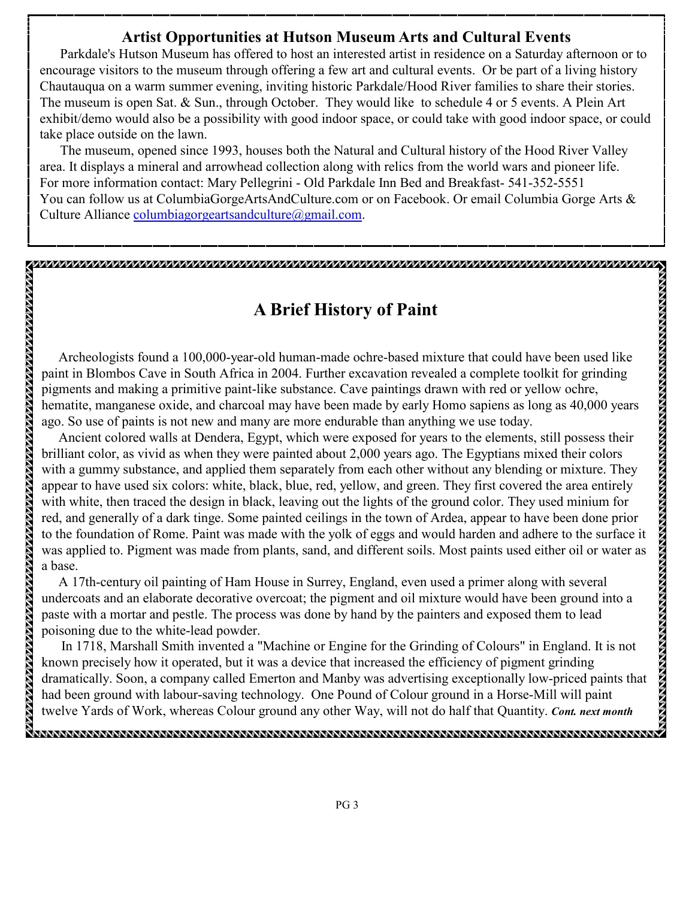## Artist Opportunities at Hutson Museum Arts and Cultural Events

Parkdale's Hutson Museum has offered to host an interested artist in residence on a Saturday afternoon or to encourage visitors to the museum through offering a few art and cultural events. Or be part of a living history Chautauqua on a warm summer evening, inviting historic Parkdale/Hood River families to share their stories. The museum is open Sat. & Sun., through October. They would like to schedule 4 or 5 events. A Plein Art exhibit/demo would also be a possibility with good indoor space, or could take with good indoor space, or could take place outside on the lawn.

The museum, opened since 1993, houses both the Natural and Cultural history of the Hood River Valley area. It displays a mineral and arrowhead collection along with relics from the world wars and pioneer life. For more information contact: Mary Pellegrini - Old Parkdale Inn Bed and Breakfast- 541-352-5551
You can follow us at ColumbiaGorgeArtsAndCulture.com or on Facebook. Or email Columbia Gorge Arts & Culture Alliance columbiagorgeartsandculture@gmail.com.

## A Brief History of Paint

Archeologists found a 100,000-year-old human-made ochre-based mixture that could have been used like paint in Blombos Cave in South Africa in 2004. Further excavation revealed a complete toolkit for grinding pigments and making a primitive paint-like substance. Cave paintings drawn with red or yellow ochre, hematite, manganese oxide, and charcoal may have been made by early Homo sapiens as long as 40,000 years ago. So use of paints is not new and many are more endurable than anything we use today.

Ancient colored walls at Dendera, Egypt, which were exposed for years to the elements, still possess their brilliant color, as vivid as when they were painted about 2,000 years ago. The Egyptians mixed their colors with a gummy substance, and applied them separately from each other without any blending or mixture. They appear to have used six colors: white, black, blue, red, yellow, and green. They first covered the area entirely with white, then traced the design in black, leaving out the lights of the ground color. They used minium for red, and generally of a dark tinge. Some painted ceilings in the town of Ardea, appear to have been done prior to the foundation of Rome. Paint was made with the yolk of eggs and would harden and adhere to the surface it was applied to. Pigment was made from plants, sand, and different soils. Most paints used either oil or water as a base.

A 17th-century oil painting of Ham House in Surrey, England, even used a primer along with several undercoats and an elaborate decorative overcoat; the pigment and oil mixture would have been ground into a paste with a mortar and pestle. The process was done by hand by the painters and exposed them to lead poisoning due to the white-lead powder.

In 1718, Marshall Smith invented a "Machine or Engine for the Grinding of Colours" in England. It is not known precisely how it operated, but it was a device that increased the efficiency of pigment grinding dramatically. Soon, a company called Emerton and Manby was advertising exceptionally low-priced paints that had been ground with labour-saving technology. One Pound of Colour ground in a Horse-Mill will paint twelve Yards of Work, whereas Colour ground any other Way, will not do half that Quantity. ***Cont. next month***